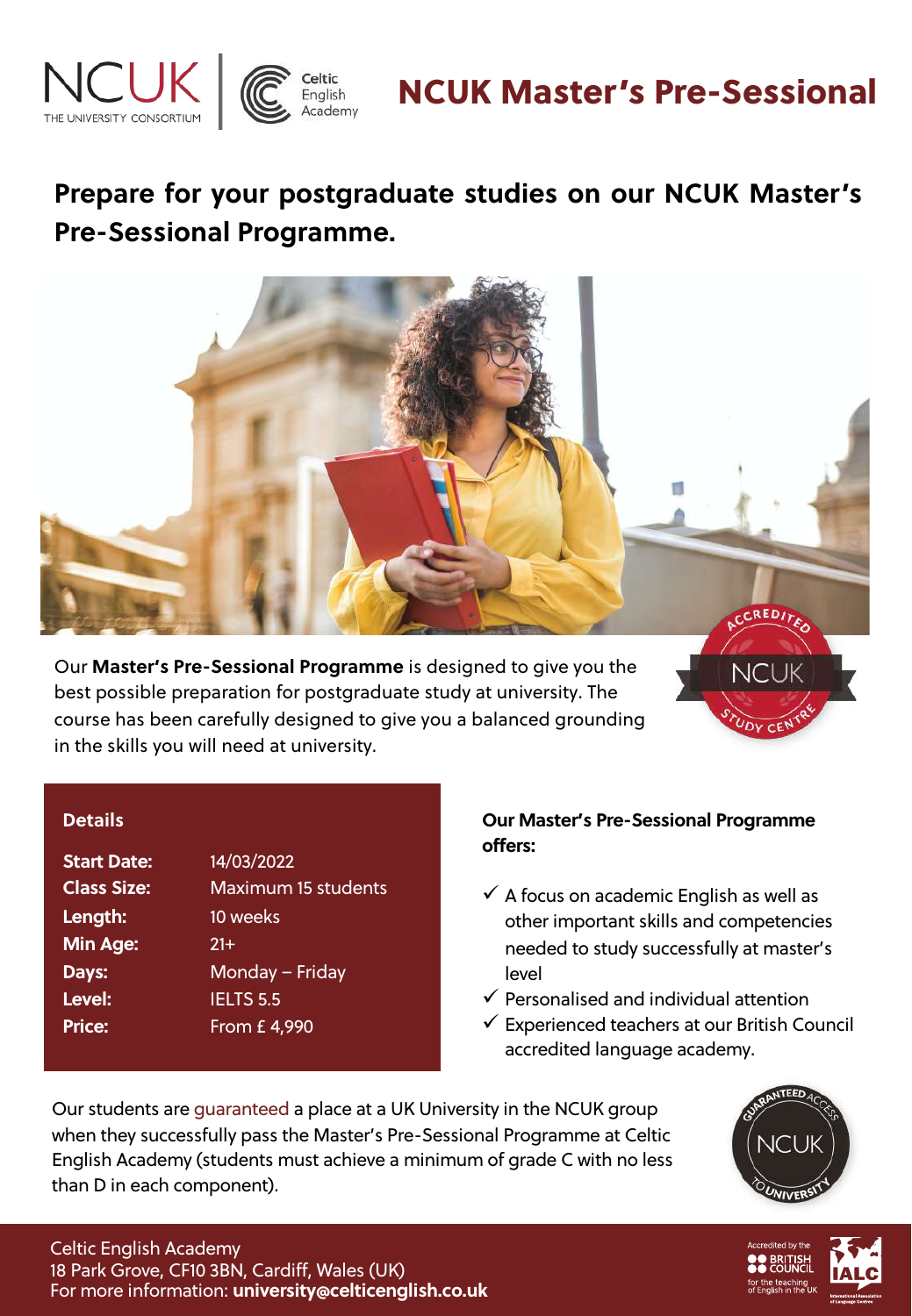# NCUK Master's Pre-Sessional

NCUK THE UNIVERSITY CONSORTIUM | Celtic English Academy

## Prepare for your postgraduate studies on our NCUK Master's Pre-Sessional Programme.

Our **Master's Pre-Sessional Programme** is designed to give you the best possible preparation for postgraduate study at university. The course has been carefully designed to give you a balanced grounding in the skills you will need at university.

ACCREDITED NCUK STUDY CENTRE

### Details

| | |
|---|---|
| **Start Date:** | 14/03/2022 |
| **Class Size:** | Maximum 15 students |
| **Length:** | 10 weeks |
| **Min Age:** | 21+ |
| **Days:** | Monday – Friday |
| **Level:** | IELTS 5.5 |
| **Price:** | From £ 4,990 |

### Our Master's Pre-Sessional Programme offers:

- ✓ A focus on academic English as well as other important skills and competencies needed to study successfully at master's level
- ✓ Personalised and individual attention
- ✓ Experienced teachers at our British Council accredited language academy.

Our students are guaranteed a place at a UK University in the NCUK group when they successfully pass the Master's Pre-Sessional Programme at Celtic English Academy (students must achieve a minimum of grade C with no less than D in each component).

GUARANTEED ACCESS NCUK TO UNIVERSITY

Celtic English Academy
18 Park Grove, CF10 3BN, Cardiff, Wales (UK)
For more information: **university@celticenglish.co.uk**

Accredited by the BRITISH COUNCIL for the teaching of English in the UK | IALC International Association of Language Centres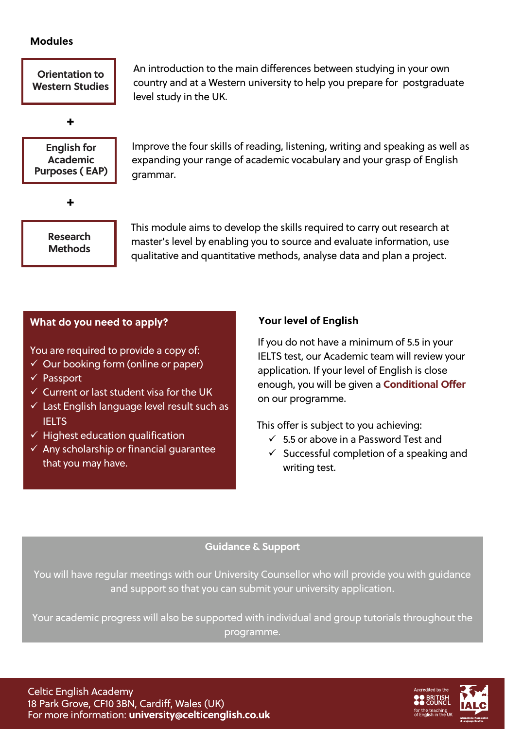## Modules

**Orientation to Western Studies**

An introduction to the main differences between studying in your own country and at a Western university to help you prepare for postgraduate level study in the UK.

+

**English for Academic Purposes ( EAP)**

Improve the four skills of reading, listening, writing and speaking as well as expanding your range of academic vocabulary and your grasp of English grammar.

+

**Research Methods**

This module aims to develop the skills required to carry out research at master's level by enabling you to source and evaluate information, use qualitative and quantitative methods, analyse data and plan a project.

### What do you need to apply?

You are required to provide a copy of:

- ✓ Our booking form (online or paper)
- ✓ Passport
- ✓ Current or last student visa for the UK
- ✓ Last English language level result such as IELTS
- ✓ Highest education qualification
- ✓ Any scholarship or financial guarantee that you may have.

### Your level of English

If you do not have a minimum of 5.5 in your IELTS test, our Academic team will review your application. If your level of English is close enough, you will be given a **Conditional Offer** on our programme.

This offer is subject to you achieving:

- ✓ 5.5 or above in a Password Test and
- ✓ Successful completion of a speaking and writing test.

### Guidance & Support

You will have regular meetings with our University Counsellor who will provide you with guidance and support so that you can submit your university application.

Your academic progress will also be supported with individual and group tutorials throughout the programme.

Celtic English Academy
18 Park Grove, CF10 3BN, Cardiff, Wales (UK)
For more information: **university@celticenglish.co.uk**

Accredited by the BRITISH COUNCIL for the teaching of English in the UK

IALC International Association of Language Centres